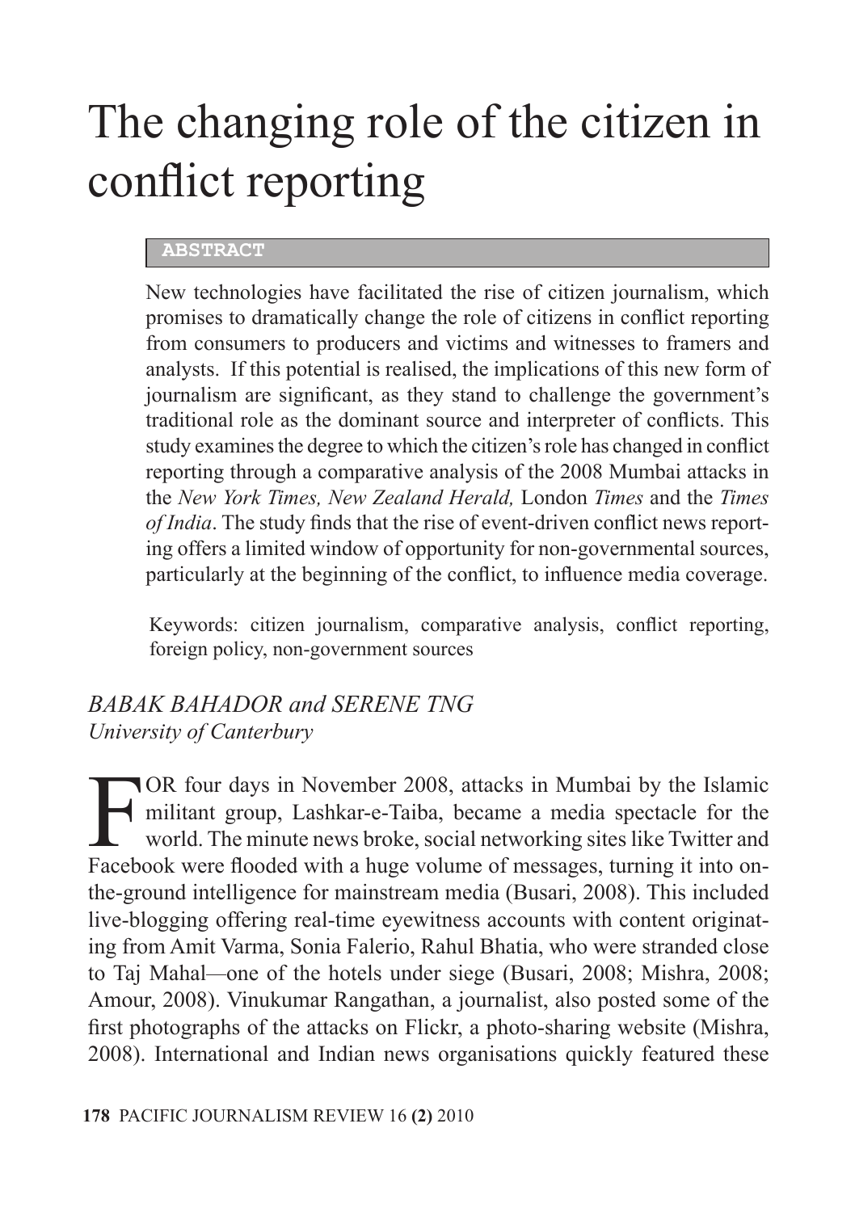# The changing role of the citizen in conflict reporting

**ABSTRACT**

New technologies have facilitated the rise of citizen journalism, which promises to dramatically change the role of citizens in conflict reporting from consumers to producers and victims and witnesses to framers and analysts. If this potential is realised, the implications of this new form of journalism are significant, as they stand to challenge the government's traditional role as the dominant source and interpreter of conflicts. This study examines the degree to which the citizen's role has changed in conflict reporting through a comparative analysis of the 2008 Mumbai attacks in the *New York Times, New Zealand Herald,* London *Times* and the *Times of India*. The study finds that the rise of event-driven conflict news reporting offers a limited window of opportunity for non-governmental sources, particularly at the beginning of the conflict, to influence media coverage.

Keywords: citizen journalism, comparative analysis, conflict reporting, foreign policy, non-government sources

*BABAK BAHADOR and SERENE TNG*
*University of Canterbury*

FOR four days in November 2008, attacks in Mumbai by the Islamic militant group, Lashkar-e-Taiba, became a media spectacle for the world. The minute news broke, social networking sites like Twitter and Facebook were flooded with a huge volume of messages, turning it into on-the-ground intelligence for mainstream media (Busari, 2008). This included live-blogging offering real-time eyewitness accounts with content originating from Amit Varma, Sonia Falerio, Rahul Bhatia, who were stranded close to Taj Mahal—one of the hotels under siege (Busari, 2008; Mishra, 2008; Amour, 2008). Vinukumar Rangathan, a journalist, also posted some of the first photographs of the attacks on Flickr, a photo-sharing website (Mishra, 2008). International and Indian news organisations quickly featured these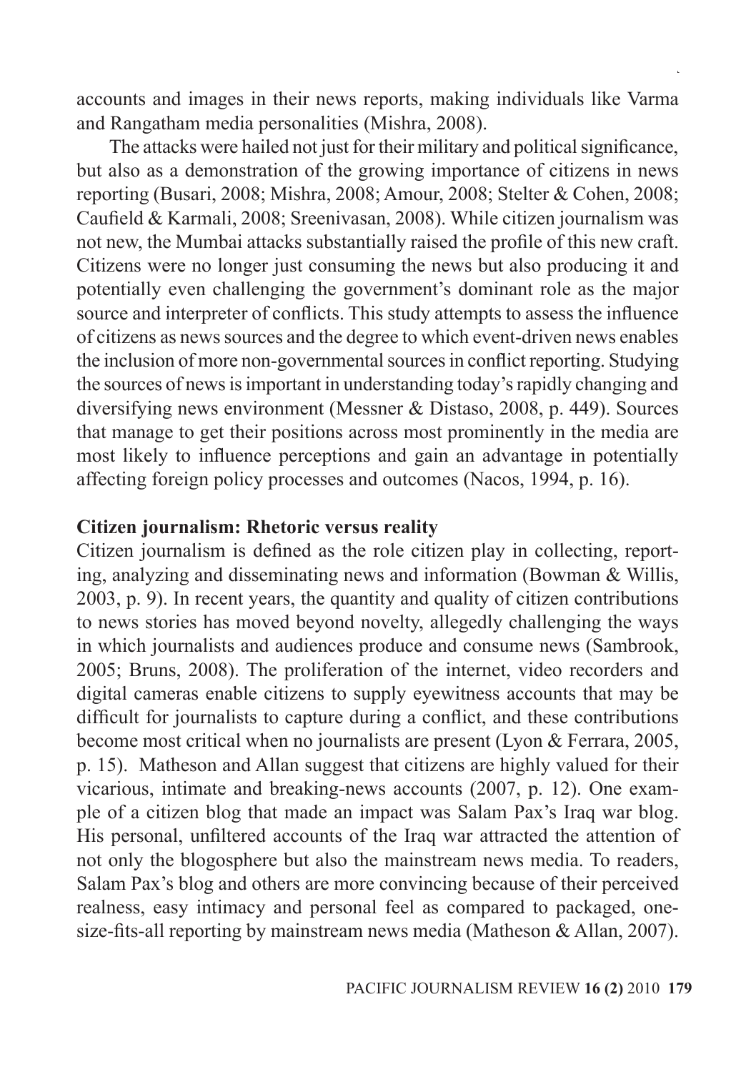accounts and images in their news reports, making individuals like Varma and Rangatham media personalities (Mishra, 2008).

The attacks were hailed not just for their military and political significance, but also as a demonstration of the growing importance of citizens in news reporting (Busari, 2008; Mishra, 2008; Amour, 2008; Stelter & Cohen, 2008; Caufield & Karmali, 2008; Sreenivasan, 2008). While citizen journalism was not new, the Mumbai attacks substantially raised the profile of this new craft. Citizens were no longer just consuming the news but also producing it and potentially even challenging the government's dominant role as the major source and interpreter of conflicts. This study attempts to assess the influence of citizens as news sources and the degree to which event-driven news enables the inclusion of more non-governmental sources in conflict reporting. Studying the sources of news is important in understanding today's rapidly changing and diversifying news environment (Messner & Distaso, 2008, p. 449). Sources that manage to get their positions across most prominently in the media are most likely to influence perceptions and gain an advantage in potentially affecting foreign policy processes and outcomes (Nacos, 1994, p. 16).

**Citizen journalism: Rhetoric versus reality**

Citizen journalism is defined as the role citizen play in collecting, reporting, analyzing and disseminating news and information (Bowman & Willis, 2003, p. 9). In recent years, the quantity and quality of citizen contributions to news stories has moved beyond novelty, allegedly challenging the ways in which journalists and audiences produce and consume news (Sambrook, 2005; Bruns, 2008). The proliferation of the internet, video recorders and digital cameras enable citizens to supply eyewitness accounts that may be difficult for journalists to capture during a conflict, and these contributions become most critical when no journalists are present (Lyon & Ferrara, 2005, p. 15). Matheson and Allan suggest that citizens are highly valued for their vicarious, intimate and breaking-news accounts (2007, p. 12). One example of a citizen blog that made an impact was Salam Pax's Iraq war blog. His personal, unfiltered accounts of the Iraq war attracted the attention of not only the blogosphere but also the mainstream news media. To readers, Salam Pax's blog and others are more convincing because of their perceived realness, easy intimacy and personal feel as compared to packaged, one-size-fits-all reporting by mainstream news media (Matheson & Allan, 2007).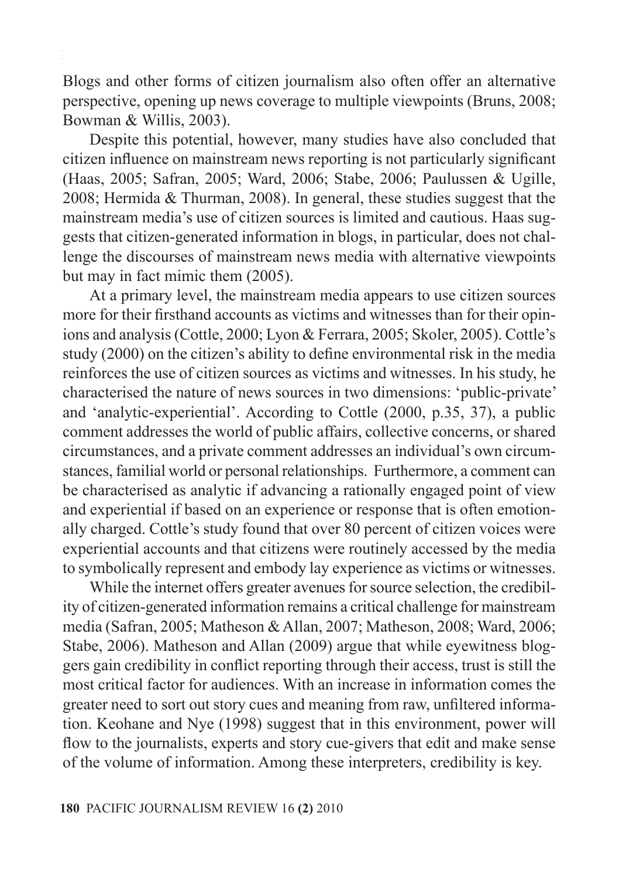Blogs and other forms of citizen journalism also often offer an alternative perspective, opening up news coverage to multiple viewpoints (Bruns, 2008; Bowman & Willis, 2003).

Despite this potential, however, many studies have also concluded that citizen influence on mainstream news reporting is not particularly significant (Haas, 2005; Safran, 2005; Ward, 2006; Stabe, 2006; Paulussen & Ugille, 2008; Hermida & Thurman, 2008). In general, these studies suggest that the mainstream media's use of citizen sources is limited and cautious. Haas suggests that citizen-generated information in blogs, in particular, does not challenge the discourses of mainstream news media with alternative viewpoints but may in fact mimic them (2005).

At a primary level, the mainstream media appears to use citizen sources more for their firsthand accounts as victims and witnesses than for their opinions and analysis (Cottle, 2000; Lyon & Ferrara, 2005; Skoler, 2005). Cottle's study (2000) on the citizen's ability to define environmental risk in the media reinforces the use of citizen sources as victims and witnesses. In his study, he characterised the nature of news sources in two dimensions: 'public-private' and 'analytic-experiential'. According to Cottle (2000, p.35, 37), a public comment addresses the world of public affairs, collective concerns, or shared circumstances, and a private comment addresses an individual's own circumstances, familial world or personal relationships. Furthermore, a comment can be characterised as analytic if advancing a rationally engaged point of view and experiential if based on an experience or response that is often emotionally charged. Cottle's study found that over 80 percent of citizen voices were experiential accounts and that citizens were routinely accessed by the media to symbolically represent and embody lay experience as victims or witnesses.

While the internet offers greater avenues for source selection, the credibility of citizen-generated information remains a critical challenge for mainstream media (Safran, 2005; Matheson & Allan, 2007; Matheson, 2008; Ward, 2006; Stabe, 2006). Matheson and Allan (2009) argue that while eyewitness bloggers gain credibility in conflict reporting through their access, trust is still the most critical factor for audiences. With an increase in information comes the greater need to sort out story cues and meaning from raw, unfiltered information. Keohane and Nye (1998) suggest that in this environment, power will flow to the journalists, experts and story cue-givers that edit and make sense of the volume of information. Among these interpreters, credibility is key.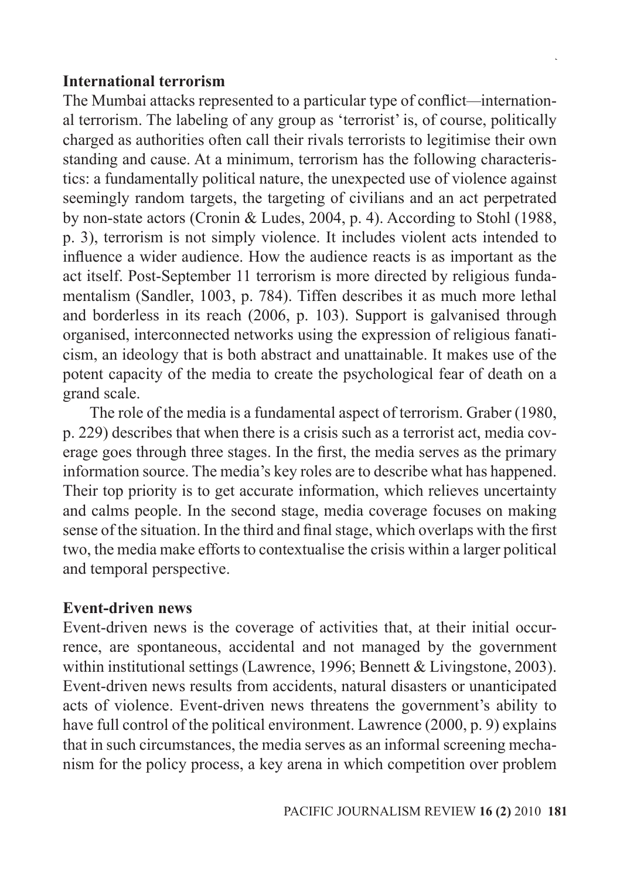**International terrorism**

The Mumbai attacks represented to a particular type of conflict—international terrorism. The labeling of any group as 'terrorist' is, of course, politically charged as authorities often call their rivals terrorists to legitimise their own standing and cause. At a minimum, terrorism has the following characteristics: a fundamentally political nature, the unexpected use of violence against seemingly random targets, the targeting of civilians and an act perpetrated by non-state actors (Cronin & Ludes, 2004, p. 4). According to Stohl (1988, p. 3), terrorism is not simply violence. It includes violent acts intended to influence a wider audience. How the audience reacts is as important as the act itself. Post-September 11 terrorism is more directed by religious fundamentalism (Sandler, 1003, p. 784). Tiffen describes it as much more lethal and borderless in its reach (2006, p. 103). Support is galvanised through organised, interconnected networks using the expression of religious fanaticism, an ideology that is both abstract and unattainable. It makes use of the potent capacity of the media to create the psychological fear of death on a grand scale.

The role of the media is a fundamental aspect of terrorism. Graber (1980, p. 229) describes that when there is a crisis such as a terrorist act, media coverage goes through three stages. In the first, the media serves as the primary information source. The media's key roles are to describe what has happened. Their top priority is to get accurate information, which relieves uncertainty and calms people. In the second stage, media coverage focuses on making sense of the situation. In the third and final stage, which overlaps with the first two, the media make efforts to contextualise the crisis within a larger political and temporal perspective.

**Event-driven news**

Event-driven news is the coverage of activities that, at their initial occurrence, are spontaneous, accidental and not managed by the government within institutional settings (Lawrence, 1996; Bennett & Livingstone, 2003). Event-driven news results from accidents, natural disasters or unanticipated acts of violence. Event-driven news threatens the government's ability to have full control of the political environment. Lawrence (2000, p. 9) explains that in such circumstances, the media serves as an informal screening mechanism for the policy process, a key arena in which competition over problem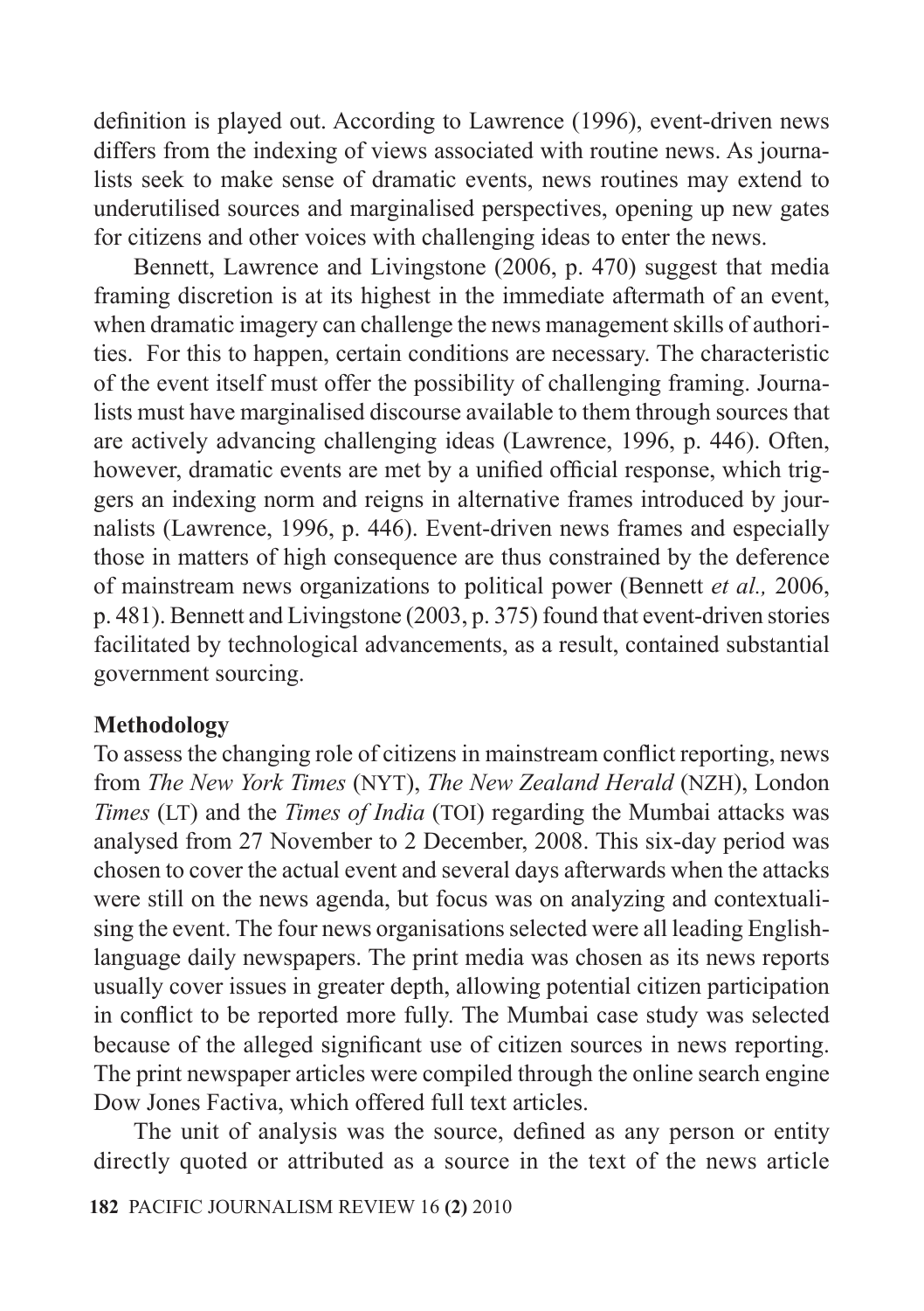definition is played out. According to Lawrence (1996), event-driven news differs from the indexing of views associated with routine news. As journalists seek to make sense of dramatic events, news routines may extend to underutilised sources and marginalised perspectives, opening up new gates for citizens and other voices with challenging ideas to enter the news.

Bennett, Lawrence and Livingstone (2006, p. 470) suggest that media framing discretion is at its highest in the immediate aftermath of an event, when dramatic imagery can challenge the news management skills of authorities. For this to happen, certain conditions are necessary. The characteristic of the event itself must offer the possibility of challenging framing. Journalists must have marginalised discourse available to them through sources that are actively advancing challenging ideas (Lawrence, 1996, p. 446). Often, however, dramatic events are met by a unified official response, which triggers an indexing norm and reigns in alternative frames introduced by journalists (Lawrence, 1996, p. 446). Event-driven news frames and especially those in matters of high consequence are thus constrained by the deference of mainstream news organizations to political power (Bennett *et al.,* 2006, p. 481). Bennett and Livingstone (2003, p. 375) found that event-driven stories facilitated by technological advancements, as a result, contained substantial government sourcing.

## Methodology

To assess the changing role of citizens in mainstream conflict reporting, news from *The New York Times* (NYT), *The New Zealand Herald* (NZH), London *Times* (LT) and the *Times of India* (TOI) regarding the Mumbai attacks was analysed from 27 November to 2 December, 2008. This six-day period was chosen to cover the actual event and several days afterwards when the attacks were still on the news agenda, but focus was on analyzing and contextualising the event. The four news organisations selected were all leading English-language daily newspapers. The print media was chosen as its news reports usually cover issues in greater depth, allowing potential citizen participation in conflict to be reported more fully. The Mumbai case study was selected because of the alleged significant use of citizen sources in news reporting. The print newspaper articles were compiled through the online search engine Dow Jones Factiva, which offered full text articles.

The unit of analysis was the source, defined as any person or entity directly quoted or attributed as a source in the text of the news article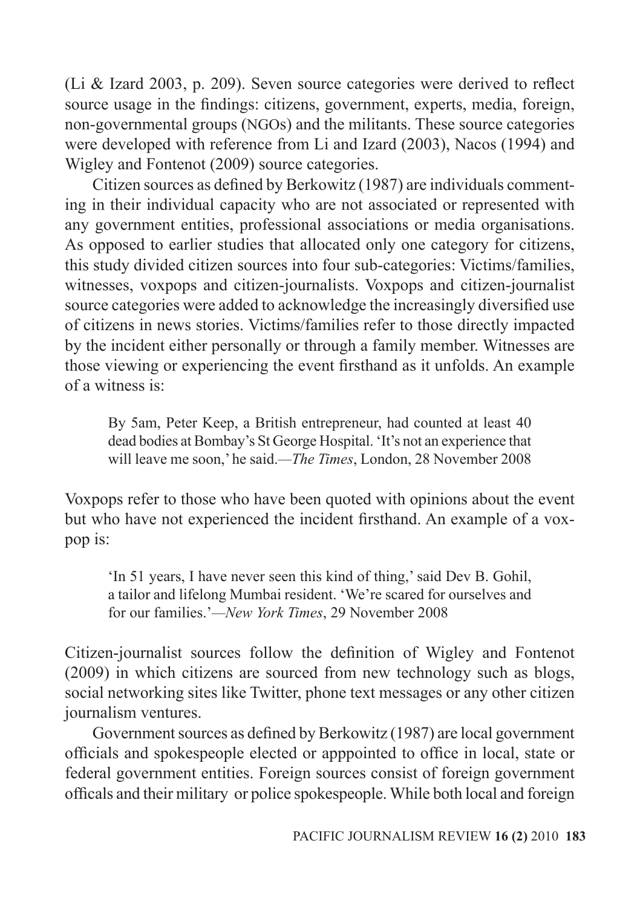(Li & Izard 2003, p. 209). Seven source categories were derived to reflect source usage in the findings: citizens, government, experts, media, foreign, non-governmental groups (NGOs) and the militants. These source categories were developed with reference from Li and Izard (2003), Nacos (1994) and Wigley and Fontenot (2009) source categories.

Citizen sources as defined by Berkowitz (1987) are individuals commenting in their individual capacity who are not associated or represented with any government entities, professional associations or media organisations. As opposed to earlier studies that allocated only one category for citizens, this study divided citizen sources into four sub-categories: Victims/families, witnesses, voxpops and citizen-journalists. Voxpops and citizen-journalist source categories were added to acknowledge the increasingly diversified use of citizens in news stories. Victims/families refer to those directly impacted by the incident either personally or through a family member. Witnesses are those viewing or experiencing the event firsthand as it unfolds. An example of a witness is:

> By 5am, Peter Keep, a British entrepreneur, had counted at least 40 dead bodies at Bombay's St George Hospital. 'It's not an experience that will leave me soon,' he said.—*The Times*, London, 28 November 2008

Voxpops refer to those who have been quoted with opinions about the event but who have not experienced the incident firsthand. An example of a voxpop is:

> 'In 51 years, I have never seen this kind of thing,' said Dev B. Gohil, a tailor and lifelong Mumbai resident. 'We're scared for ourselves and for our families.'—*New York Times*, 29 November 2008

Citizen-journalist sources follow the definition of Wigley and Fontenot (2009) in which citizens are sourced from new technology such as blogs, social networking sites like Twitter, phone text messages or any other citizen journalism ventures.

Government sources as defined by Berkowitz (1987) are local government officials and spokespeople elected or apppointed to office in local, state or federal government entities. Foreign sources consist of foreign government officals and their military or police spokespeople. While both local and foreign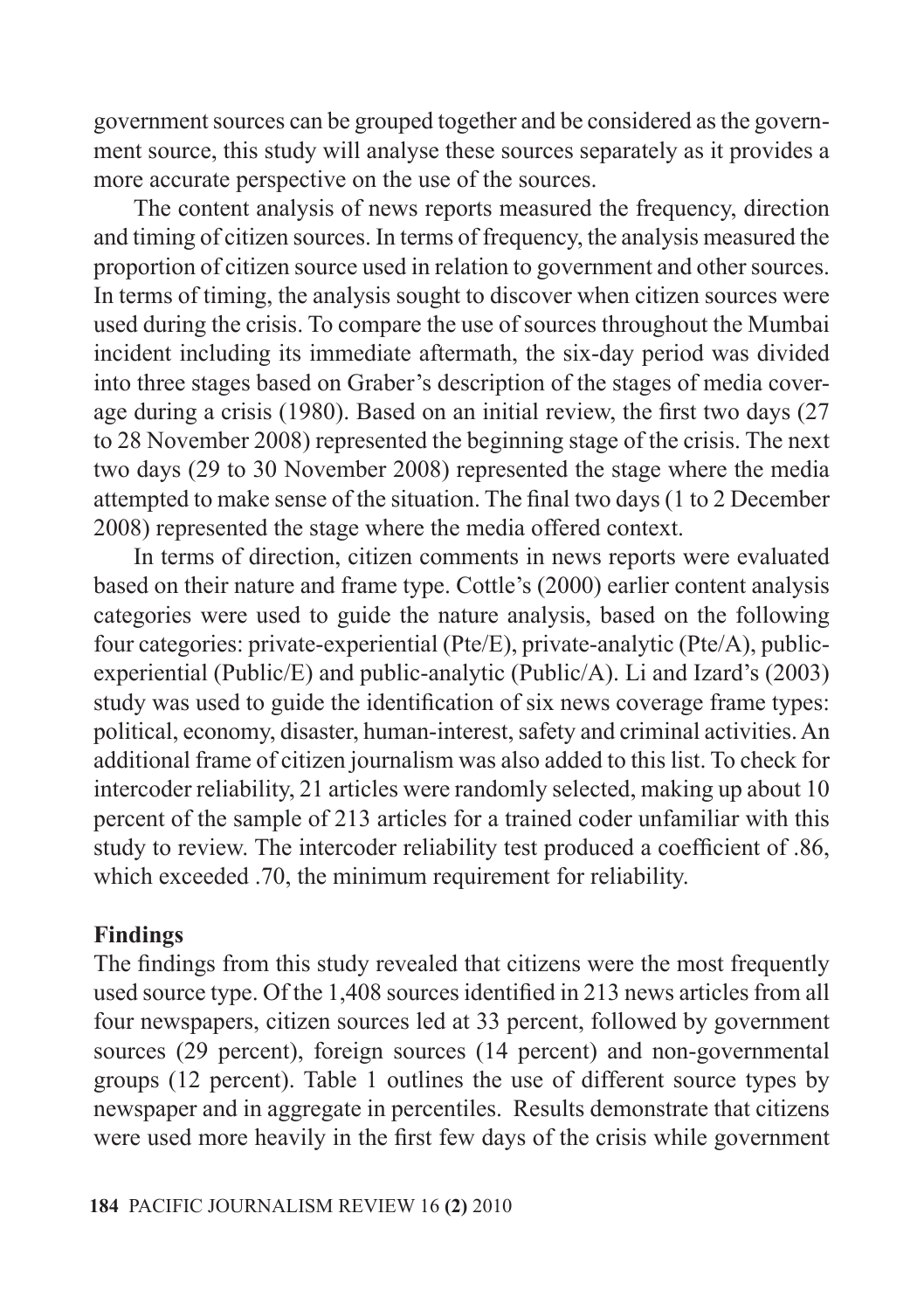government sources can be grouped together and be considered as the government source, this study will analyse these sources separately as it provides a more accurate perspective on the use of the sources.

The content analysis of news reports measured the frequency, direction and timing of citizen sources. In terms of frequency, the analysis measured the proportion of citizen source used in relation to government and other sources. In terms of timing, the analysis sought to discover when citizen sources were used during the crisis. To compare the use of sources throughout the Mumbai incident including its immediate aftermath, the six-day period was divided into three stages based on Graber's description of the stages of media coverage during a crisis (1980). Based on an initial review, the first two days (27 to 28 November 2008) represented the beginning stage of the crisis. The next two days (29 to 30 November 2008) represented the stage where the media attempted to make sense of the situation. The final two days (1 to 2 December 2008) represented the stage where the media offered context.

In terms of direction, citizen comments in news reports were evaluated based on their nature and frame type. Cottle's (2000) earlier content analysis categories were used to guide the nature analysis, based on the following four categories: private-experiential (Pte/E), private-analytic (Pte/A), public-experiential (Public/E) and public-analytic (Public/A). Li and Izard's (2003) study was used to guide the identification of six news coverage frame types: political, economy, disaster, human-interest, safety and criminal activities. An additional frame of citizen journalism was also added to this list. To check for intercoder reliability, 21 articles were randomly selected, making up about 10 percent of the sample of 213 articles for a trained coder unfamiliar with this study to review. The intercoder reliability test produced a coefficient of .86, which exceeded .70, the minimum requirement for reliability.

## Findings

The findings from this study revealed that citizens were the most frequently used source type. Of the 1,408 sources identified in 213 news articles from all four newspapers, citizen sources led at 33 percent, followed by government sources (29 percent), foreign sources (14 percent) and non-governmental groups (12 percent). Table 1 outlines the use of different source types by newspaper and in aggregate in percentiles. Results demonstrate that citizens were used more heavily in the first few days of the crisis while government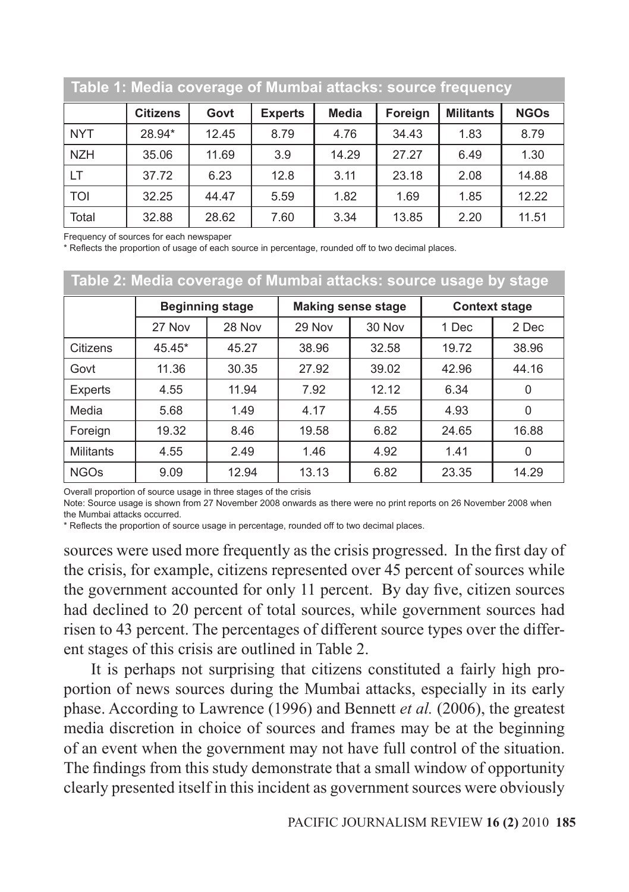**Table 1: Media coverage of Mumbai attacks: source frequency**

| | Citizens | Govt | Experts | Media | Foreign | Militants | NGOs |
|---|---|---|---|---|---|---|---|
| NYT | 28.94* | 12.45 | 8.79 | 4.76 | 34.43 | 1.83 | 8.79 |
| NZH | 35.06 | 11.69 | 3.9 | 14.29 | 27.27 | 6.49 | 1.30 |
| LT | 37.72 | 6.23 | 12.8 | 3.11 | 23.18 | 2.08 | 14.88 |
| TOI | 32.25 | 44.47 | 5.59 | 1.82 | 1.69 | 1.85 | 12.22 |
| Total | 32.88 | 28.62 | 7.60 | 3.34 | 13.85 | 2.20 | 11.51 |

Frequency of sources for each newspaper

* Reflects the proportion of usage of each source in percentage, rounded off to two decimal places.

**Table 2: Media coverage of Mumbai attacks: source usage by stage**

| | Beginning stage | | Making sense stage | | Context stage | |
|---|---|---|---|---|---|---|
| | 27 Nov | 28 Nov | 29 Nov | 30 Nov | 1 Dec | 2 Dec |
| Citizens | 45.45* | 45.27 | 38.96 | 32.58 | 19.72 | 38.96 |
| Govt | 11.36 | 30.35 | 27.92 | 39.02 | 42.96 | 44.16 |
| Experts | 4.55 | 11.94 | 7.92 | 12.12 | 6.34 | 0 |
| Media | 5.68 | 1.49 | 4.17 | 4.55 | 4.93 | 0 |
| Foreign | 19.32 | 8.46 | 19.58 | 6.82 | 24.65 | 16.88 |
| Militants | 4.55 | 2.49 | 1.46 | 4.92 | 1.41 | 0 |
| NGOs | 9.09 | 12.94 | 13.13 | 6.82 | 23.35 | 14.29 |

Overall proportion of source usage in three stages of the crisis

Note: Source usage is shown from 27 November 2008 onwards as there were no print reports on 26 November 2008 when the Mumbai attacks occurred.

* Reflects the proportion of source usage in percentage, rounded off to two decimal places.

sources were used more frequently as the crisis progressed. In the first day of the crisis, for example, citizens represented over 45 percent of sources while the government accounted for only 11 percent. By day five, citizen sources had declined to 20 percent of total sources, while government sources had risen to 43 percent. The percentages of different source types over the different stages of this crisis are outlined in Table 2.

It is perhaps not surprising that citizens constituted a fairly high proportion of news sources during the Mumbai attacks, especially in its early phase. According to Lawrence (1996) and Bennett *et al.* (2006), the greatest media discretion in choice of sources and frames may be at the beginning of an event when the government may not have full control of the situation. The findings from this study demonstrate that a small window of opportunity clearly presented itself in this incident as government sources were obviously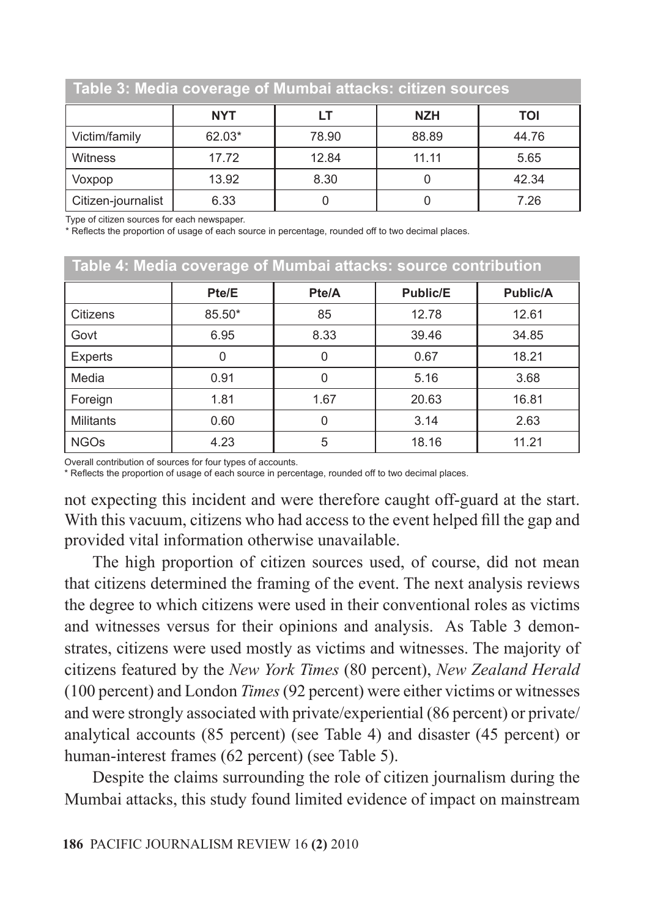**Table 3: Media coverage of Mumbai attacks: citizen sources**

| | NYT | LT | NZH | TOI |
|---|---|---|---|---|
| Victim/family | 62.03* | 78.90 | 88.89 | 44.76 |
| Witness | 17.72 | 12.84 | 11.11 | 5.65 |
| Voxpop | 13.92 | 8.30 | 0 | 42.34 |
| Citizen-journalist | 6.33 | 0 | 0 | 7.26 |

Type of citizen sources for each newspaper.
* Reflects the proportion of usage of each source in percentage, rounded off to two decimal places.

**Table 4: Media coverage of Mumbai attacks: source contribution**

| | Pte/E | Pte/A | Public/E | Public/A |
|---|---|---|---|---|
| Citizens | 85.50* | 85 | 12.78 | 12.61 |
| Govt | 6.95 | 8.33 | 39.46 | 34.85 |
| Experts | 0 | 0 | 0.67 | 18.21 |
| Media | 0.91 | 0 | 5.16 | 3.68 |
| Foreign | 1.81 | 1.67 | 20.63 | 16.81 |
| Militants | 0.60 | 0 | 3.14 | 2.63 |
| NGOs | 4.23 | 5 | 18.16 | 11.21 |

Overall contribution of sources for four types of accounts.
* Reflects the proportion of usage of each source in percentage, rounded off to two decimal places.

not expecting this incident and were therefore caught off-guard at the start. With this vacuum, citizens who had access to the event helped fill the gap and provided vital information otherwise unavailable.

The high proportion of citizen sources used, of course, did not mean that citizens determined the framing of the event. The next analysis reviews the degree to which citizens were used in their conventional roles as victims and witnesses versus for their opinions and analysis. As Table 3 demonstrates, citizens were used mostly as victims and witnesses. The majority of citizens featured by the *New York Times* (80 percent), *New Zealand Herald* (100 percent) and London *Times* (92 percent) were either victims or witnesses and were strongly associated with private/experiential (86 percent) or private/analytical accounts (85 percent) (see Table 4) and disaster (45 percent) or human-interest frames (62 percent) (see Table 5).

Despite the claims surrounding the role of citizen journalism during the Mumbai attacks, this study found limited evidence of impact on mainstream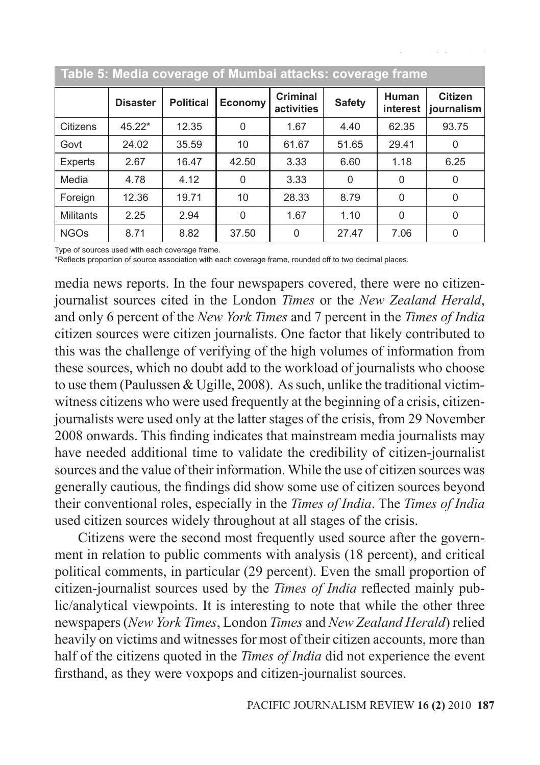**Table 5: Media coverage of Mumbai attacks: coverage frame**

| | Disaster | Political | Economy | Criminal activities | Safety | Human interest | Citizen journalism |
|---|---|---|---|---|---|---|---|
| Citizens | 45.22* | 12.35 | 0 | 1.67 | 4.40 | 62.35 | 93.75 |
| Govt | 24.02 | 35.59 | 10 | 61.67 | 51.65 | 29.41 | 0 |
| Experts | 2.67 | 16.47 | 42.50 | 3.33 | 6.60 | 1.18 | 6.25 |
| Media | 4.78 | 4.12 | 0 | 3.33 | 0 | 0 | 0 |
| Foreign | 12.36 | 19.71 | 10 | 28.33 | 8.79 | 0 | 0 |
| Militants | 2.25 | 2.94 | 0 | 1.67 | 1.10 | 0 | 0 |
| NGOs | 8.71 | 8.82 | 37.50 | 0 | 27.47 | 7.06 | 0 |

Type of sources used with each coverage frame.
*Reflects proportion of source association with each coverage frame, rounded off to two decimal places.

media news reports. In the four newspapers covered, there were no citizen-journalist sources cited in the London *Times* or the *New Zealand Herald*, and only 6 percent of the *New York Times* and 7 percent in the *Times of India* citizen sources were citizen journalists. One factor that likely contributed to this was the challenge of verifying of the high volumes of information from these sources, which no doubt add to the workload of journalists who choose to use them (Paulussen & Ugille, 2008). As such, unlike the traditional victim-witness citizens who were used frequently at the beginning of a crisis, citizen-journalists were used only at the latter stages of the crisis, from 29 November 2008 onwards. This finding indicates that mainstream media journalists may have needed additional time to validate the credibility of citizen-journalist sources and the value of their information. While the use of citizen sources was generally cautious, the findings did show some use of citizen sources beyond their conventional roles, especially in the *Times of India*. The *Times of India* used citizen sources widely throughout at all stages of the crisis.

Citizens were the second most frequently used source after the government in relation to public comments with analysis (18 percent), and critical political comments, in particular (29 percent). Even the small proportion of citizen-journalist sources used by the *Times of India* reflected mainly public/analytical viewpoints. It is interesting to note that while the other three newspapers (*New York Times*, London *Times* and *New Zealand Herald*) relied heavily on victims and witnesses for most of their citizen accounts, more than half of the citizens quoted in the *Times of India* did not experience the event firsthand, as they were voxpops and citizen-journalist sources.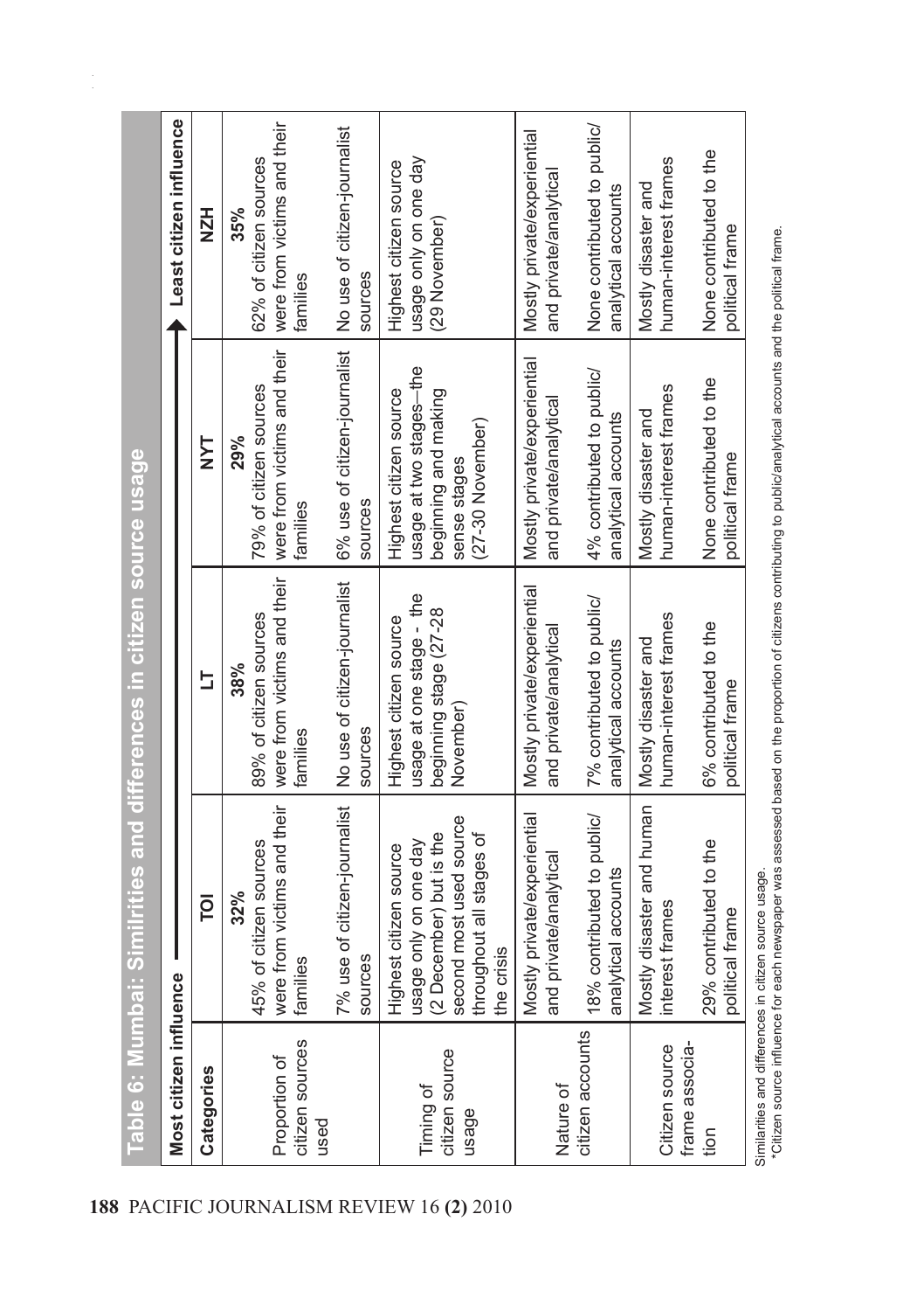**Table 6: Mumbai: Similrities and differences in citizen source usage**

| Most citizen influence → Least citizen influence | | | | |
|---|---|---|---|---|
| **Categories** | **TOI** | **LT** | **NYT** | **NZH** |
| Proportion of citizen sources used | **32%** 45% of citizen sources were from victims and their families | **38%** 89% of citizen sources were from victims and their families | **29%** 79% of citizen sources were from victims and their families | **35%** 62% of citizen sources were from victims and their families |
| | 7% use of citizen-journalist sources | No use of citizen-journalist sources | 6% use of citizen-journalist sources | No use of citizen-journalist sources |
| Timing of citizen source usage | Highest citizen source usage only on one day (2 December) but is the second most used source throughout all stages of the crisis | Highest citizen source usage at one stage - the beginning stage (27-28 November) | Highest citizen source usage at two stages—the beginning and making sense stages (27-30 November) | Highest citizen source usage only on one day (29 November) |
| Nature of citizen accounts | Mostly private/experiential and private/analytical | Mostly private/experiential and private/analytical | Mostly private/experiential and private/analytical | Mostly private/experiential and private/analytical |
| | 18% contributed to public/analytical accounts | 7% contributed to public/analytical accounts | 4% contributed to public/analytical accounts | None contributed to public/analytical accounts |
| Citizen source frame association | Mostly disaster and human interest frames | Mostly disaster and human-interest frames | Mostly disaster and human-interest frames | Mostly disaster and human-interest frames |
| | 29% contributed to the political frame | 6% contributed to the political frame | None contributed to the political frame | None contributed to the political frame |

Similarities and differences in citizen source usage.
*Citizen source influence for each newspaper was assessed based on the proportion of citizens contributing to public/analytical accounts and the political frame.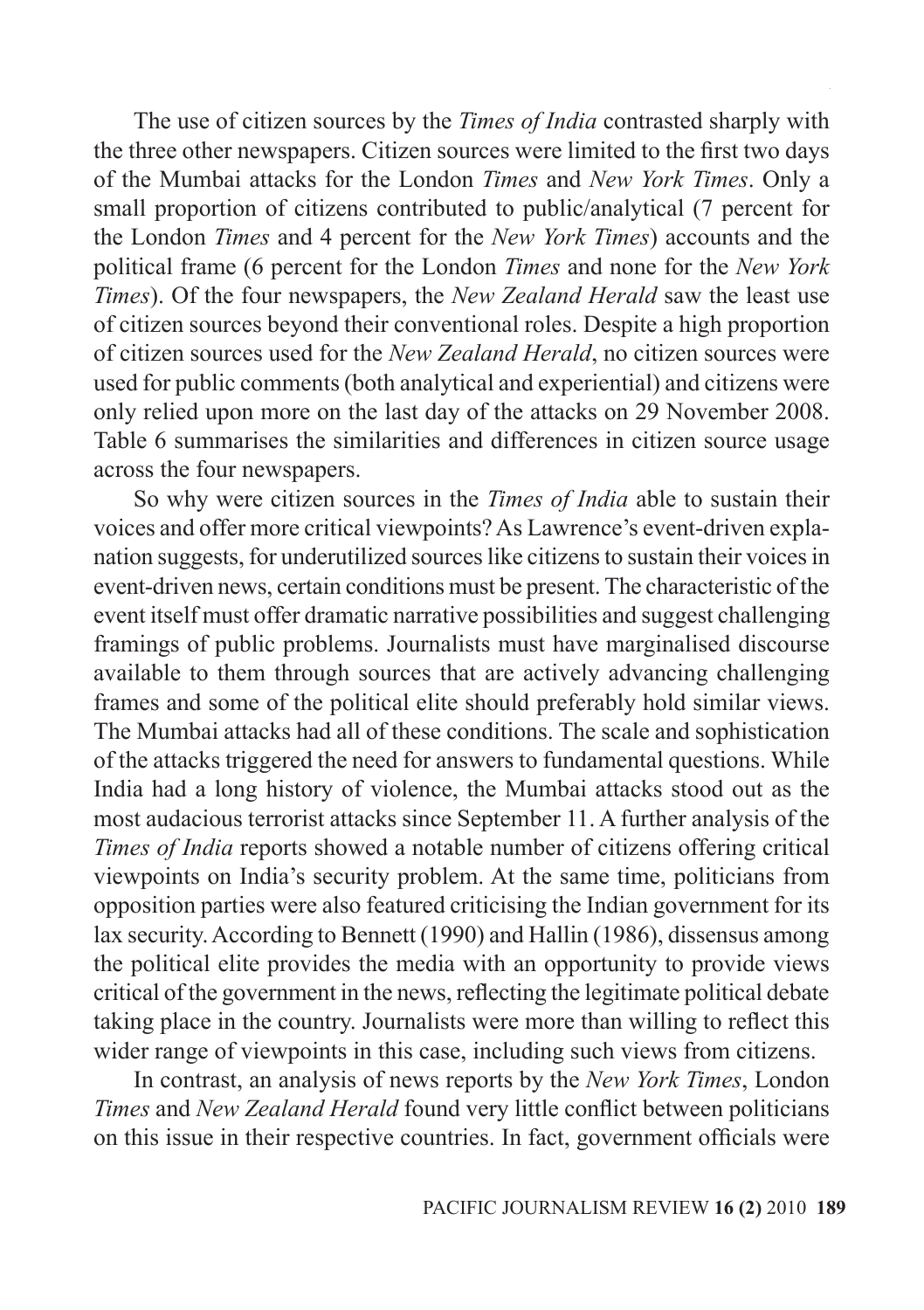The use of citizen sources by the *Times of India* contrasted sharply with the three other newspapers. Citizen sources were limited to the first two days of the Mumbai attacks for the London *Times* and *New York Times*. Only a small proportion of citizens contributed to public/analytical (7 percent for the London *Times* and 4 percent for the *New York Times*) accounts and the political frame (6 percent for the London *Times* and none for the *New York Times*). Of the four newspapers, the *New Zealand Herald* saw the least use of citizen sources beyond their conventional roles. Despite a high proportion of citizen sources used for the *New Zealand Herald*, no citizen sources were used for public comments (both analytical and experiential) and citizens were only relied upon more on the last day of the attacks on 29 November 2008. Table 6 summarises the similarities and differences in citizen source usage across the four newspapers.

So why were citizen sources in the *Times of India* able to sustain their voices and offer more critical viewpoints? As Lawrence's event-driven explanation suggests, for underutilized sources like citizens to sustain their voices in event-driven news, certain conditions must be present. The characteristic of the event itself must offer dramatic narrative possibilities and suggest challenging framings of public problems. Journalists must have marginalised discourse available to them through sources that are actively advancing challenging frames and some of the political elite should preferably hold similar views. The Mumbai attacks had all of these conditions. The scale and sophistication of the attacks triggered the need for answers to fundamental questions. While India had a long history of violence, the Mumbai attacks stood out as the most audacious terrorist attacks since September 11. A further analysis of the *Times of India* reports showed a notable number of citizens offering critical viewpoints on India's security problem. At the same time, politicians from opposition parties were also featured criticising the Indian government for its lax security. According to Bennett (1990) and Hallin (1986), dissensus among the political elite provides the media with an opportunity to provide views critical of the government in the news, reflecting the legitimate political debate taking place in the country. Journalists were more than willing to reflect this wider range of viewpoints in this case, including such views from citizens.

In contrast, an analysis of news reports by the *New York Times*, London *Times* and *New Zealand Herald* found very little conflict between politicians on this issue in their respective countries. In fact, government officials were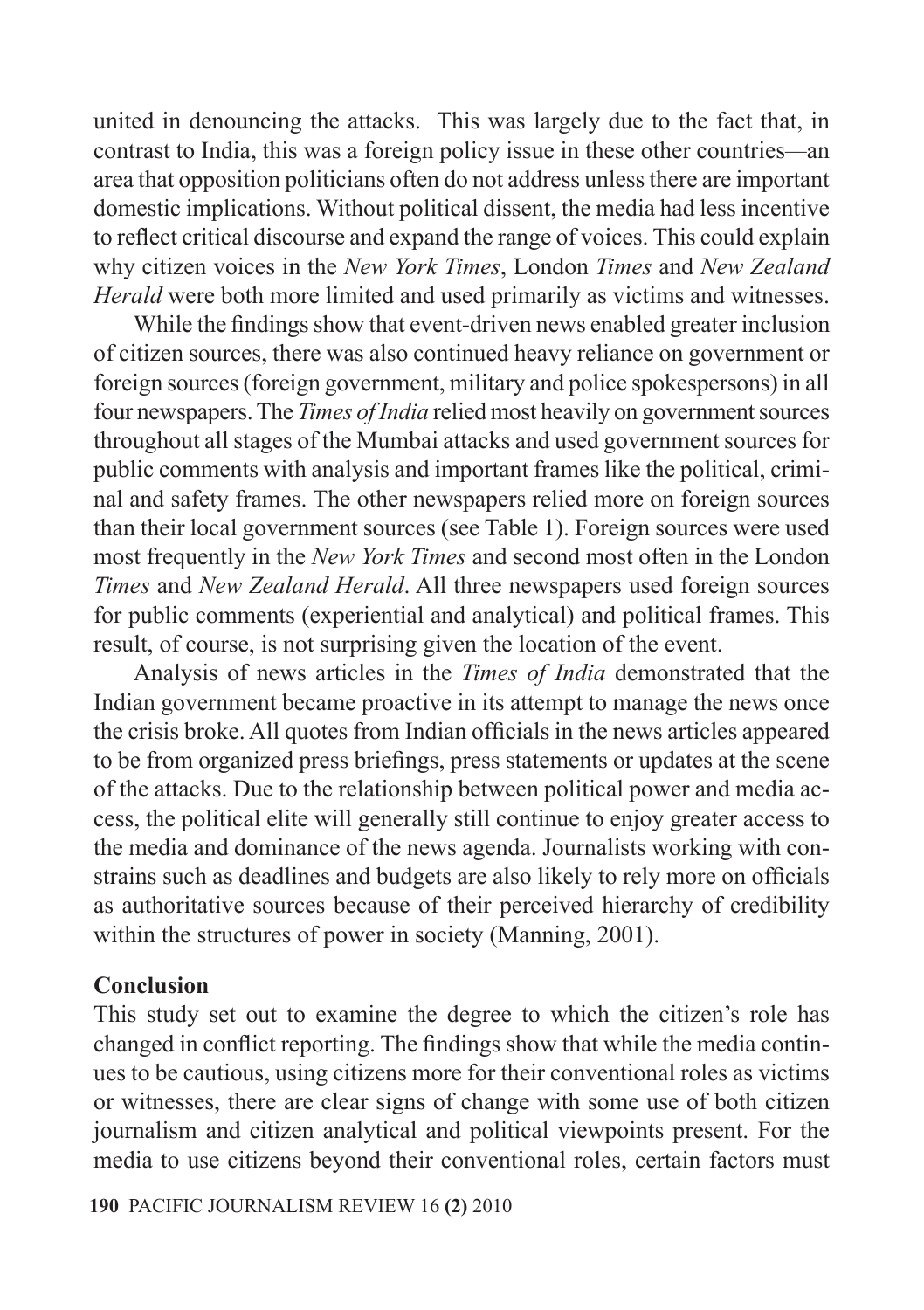united in denouncing the attacks. This was largely due to the fact that, in contrast to India, this was a foreign policy issue in these other countries—an area that opposition politicians often do not address unless there are important domestic implications. Without political dissent, the media had less incentive to reflect critical discourse and expand the range of voices. This could explain why citizen voices in the *New York Times*, London *Times* and *New Zealand Herald* were both more limited and used primarily as victims and witnesses.

While the findings show that event-driven news enabled greater inclusion of citizen sources, there was also continued heavy reliance on government or foreign sources (foreign government, military and police spokespersons) in all four newspapers. The *Times of India* relied most heavily on government sources throughout all stages of the Mumbai attacks and used government sources for public comments with analysis and important frames like the political, criminal and safety frames. The other newspapers relied more on foreign sources than their local government sources (see Table 1). Foreign sources were used most frequently in the *New York Times* and second most often in the London *Times* and *New Zealand Herald*. All three newspapers used foreign sources for public comments (experiential and analytical) and political frames. This result, of course, is not surprising given the location of the event.

Analysis of news articles in the *Times of India* demonstrated that the Indian government became proactive in its attempt to manage the news once the crisis broke. All quotes from Indian officials in the news articles appeared to be from organized press briefings, press statements or updates at the scene of the attacks. Due to the relationship between political power and media access, the political elite will generally still continue to enjoy greater access to the media and dominance of the news agenda. Journalists working with constrains such as deadlines and budgets are also likely to rely more on officials as authoritative sources because of their perceived hierarchy of credibility within the structures of power in society (Manning, 2001).

## Conclusion

This study set out to examine the degree to which the citizen's role has changed in conflict reporting. The findings show that while the media continues to be cautious, using citizens more for their conventional roles as victims or witnesses, there are clear signs of change with some use of both citizen journalism and citizen analytical and political viewpoints present. For the media to use citizens beyond their conventional roles, certain factors must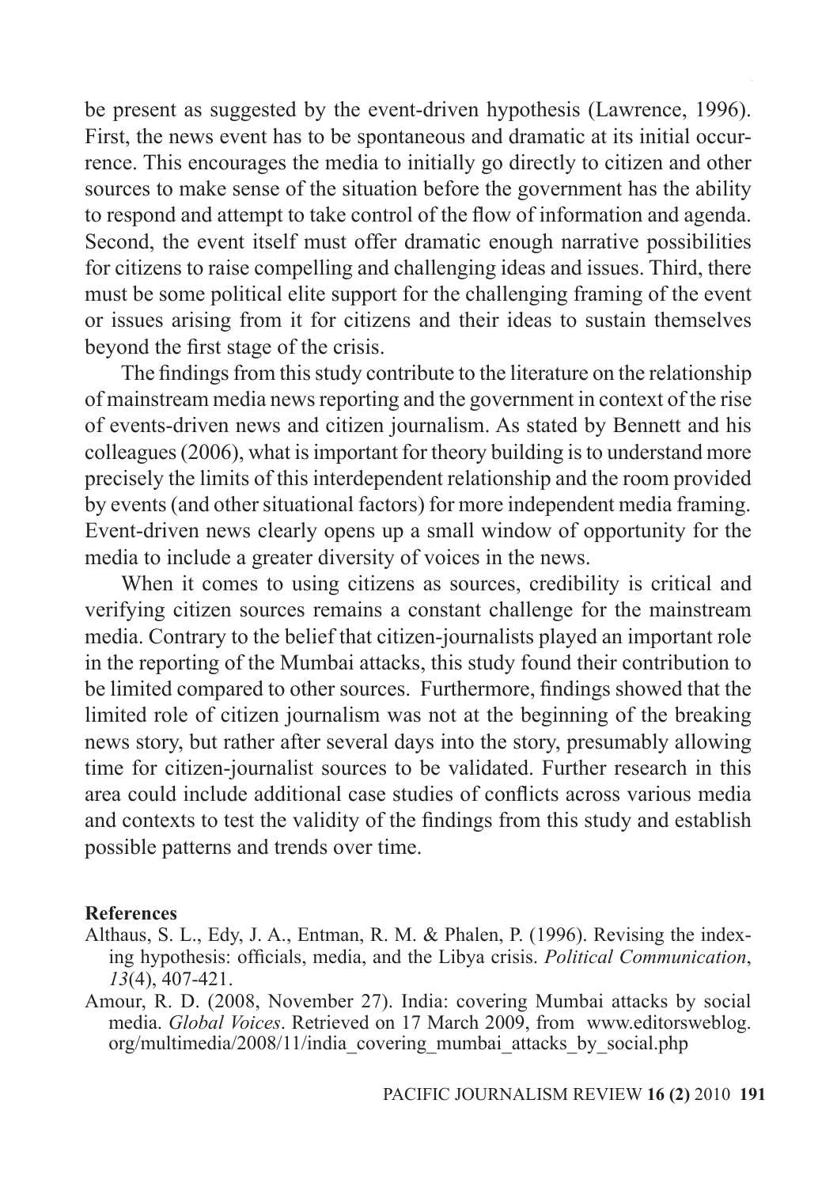be present as suggested by the event-driven hypothesis (Lawrence, 1996). First, the news event has to be spontaneous and dramatic at its initial occurrence. This encourages the media to initially go directly to citizen and other sources to make sense of the situation before the government has the ability to respond and attempt to take control of the flow of information and agenda. Second, the event itself must offer dramatic enough narrative possibilities for citizens to raise compelling and challenging ideas and issues. Third, there must be some political elite support for the challenging framing of the event or issues arising from it for citizens and their ideas to sustain themselves beyond the first stage of the crisis.

The findings from this study contribute to the literature on the relationship of mainstream media news reporting and the government in context of the rise of events-driven news and citizen journalism. As stated by Bennett and his colleagues (2006), what is important for theory building is to understand more precisely the limits of this interdependent relationship and the room provided by events (and other situational factors) for more independent media framing. Event-driven news clearly opens up a small window of opportunity for the media to include a greater diversity of voices in the news.

When it comes to using citizens as sources, credibility is critical and verifying citizen sources remains a constant challenge for the mainstream media. Contrary to the belief that citizen-journalists played an important role in the reporting of the Mumbai attacks, this study found their contribution to be limited compared to other sources. Furthermore, findings showed that the limited role of citizen journalism was not at the beginning of the breaking news story, but rather after several days into the story, presumably allowing time for citizen-journalist sources to be validated. Further research in this area could include additional case studies of conflicts across various media and contexts to test the validity of the findings from this study and establish possible patterns and trends over time.

**References**

Althaus, S. L., Edy, J. A., Entman, R. M. & Phalen, P. (1996). Revising the indexing hypothesis: officials, media, and the Libya crisis. *Political Communication*, *13*(4), 407-421.

Amour, R. D. (2008, November 27). India: covering Mumbai attacks by social media. *Global Voices*. Retrieved on 17 March 2009, from www.editorsweblog.org/multimedia/2008/11/india_covering_mumbai_attacks_by_social.php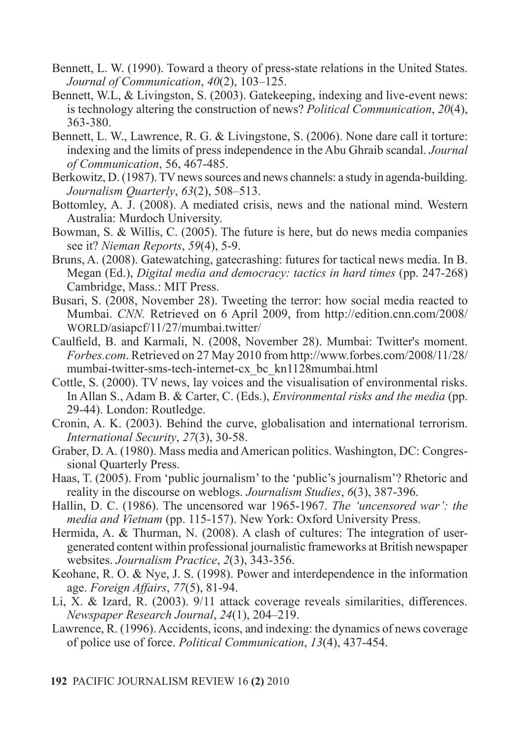Bennett, L. W. (1990). Toward a theory of press-state relations in the United States. *Journal of Communication*, *40*(2), 103–125.

Bennett, W.L, & Livingston, S. (2003). Gatekeeping, indexing and live-event news: is technology altering the construction of news? *Political Communication*, *20*(4), 363-380.

Bennett, L. W., Lawrence, R. G. & Livingstone, S. (2006). None dare call it torture: indexing and the limits of press independence in the Abu Ghraib scandal. *Journal of Communication*, 56, 467-485.

Berkowitz, D. (1987). TV news sources and news channels: a study in agenda-building. *Journalism Quarterly*, *63*(2), 508–513.

Bottomley, A. J. (2008). A mediated crisis, news and the national mind. Western Australia: Murdoch University.

Bowman, S. & Willis, C. (2005). The future is here, but do news media companies see it? *Nieman Reports*, *59*(4), 5-9.

Bruns, A. (2008). Gatewatching, gatecrashing: futures for tactical news media. In B. Megan (Ed.), *Digital media and democracy: tactics in hard times* (pp. 247-268) Cambridge, Mass.: MIT Press.

Busari, S. (2008, November 28). Tweeting the terror: how social media reacted to Mumbai. *CNN*. Retrieved on 6 April 2009, from http://edition.cnn.com/2008/WORLD/asiapcf/11/27/mumbai.twitter/

Caulfield, B. and Karmali, N. (2008, November 28). Mumbai: Twitter's moment. *Forbes.com*. Retrieved on 27 May 2010 from http://www.forbes.com/2008/11/28/mumbai-twitter-sms-tech-internet-cx_bc_kn1128mumbai.html

Cottle, S. (2000). TV news, lay voices and the visualisation of environmental risks. In Allan S., Adam B. & Carter, C. (Eds.), *Environmental risks and the media* (pp. 29-44). London: Routledge.

Cronin, A. K. (2003). Behind the curve, globalisation and international terrorism. *International Security*, *27*(3), 30-58.

Graber, D. A. (1980). Mass media and American politics. Washington, DC: Congressional Quarterly Press.

Haas, T. (2005). From 'public journalism' to the 'public's journalism'? Rhetoric and reality in the discourse on weblogs. *Journalism Studies*, *6*(3), 387-396.

Hallin, D. C. (1986). The uncensored war 1965-1967. *The 'uncensored war': the media and Vietnam* (pp. 115-157). New York: Oxford University Press.

Hermida, A. & Thurman, N. (2008). A clash of cultures: The integration of user-generated content within professional journalistic frameworks at British newspaper websites. *Journalism Practice*, *2*(3), 343-356.

Keohane, R. O. & Nye, J. S. (1998). Power and interdependence in the information age. *Foreign Affairs*, *77*(5), 81-94.

Li, X. & Izard, R. (2003). 9/11 attack coverage reveals similarities, differences. *Newspaper Research Journal*, *24*(1), 204–219.

Lawrence, R. (1996). Accidents, icons, and indexing: the dynamics of news coverage of police use of force. *Political Communication*, *13*(4), 437-454.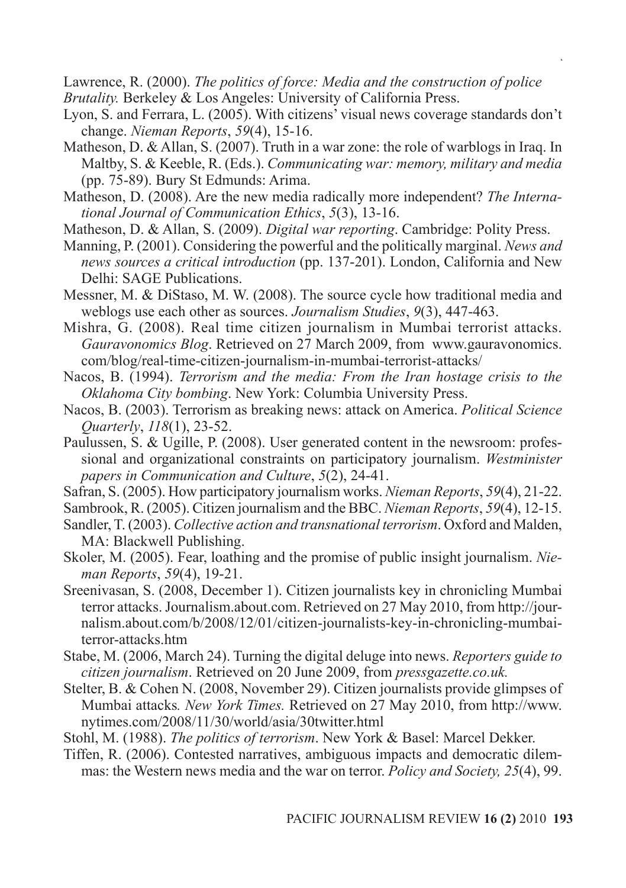Lawrence, R. (2000). *The politics of force: Media and the construction of police Brutality.* Berkeley & Los Angeles: University of California Press.

Lyon, S. and Ferrara, L. (2005). With citizens' visual news coverage standards don't change. *Nieman Reports*, *59*(4), 15-16.

Matheson, D. & Allan, S. (2007). Truth in a war zone: the role of warblogs in Iraq. In Maltby, S. & Keeble, R. (Eds.). *Communicating war: memory, military and media* (pp. 75-89). Bury St Edmunds: Arima.

Matheson, D. (2008). Are the new media radically more independent? *The International Journal of Communication Ethics*, *5*(3), 13-16.

Matheson, D. & Allan, S. (2009). *Digital war reporting*. Cambridge: Polity Press.

Manning, P. (2001). Considering the powerful and the politically marginal. *News and news sources a critical introduction* (pp. 137-201). London, California and New Delhi: SAGE Publications.

Messner, M. & DiStaso, M. W. (2008). The source cycle how traditional media and weblogs use each other as sources. *Journalism Studies*, *9*(3), 447-463.

Mishra, G. (2008). Real time citizen journalism in Mumbai terrorist attacks. *Gauravonomics Blog*. Retrieved on 27 March 2009, from www.gauravonomics.com/blog/real-time-citizen-journalism-in-mumbai-terrorist-attacks/

Nacos, B. (1994). *Terrorism and the media: From the Iran hostage crisis to the Oklahoma City bombing*. New York: Columbia University Press.

Nacos, B. (2003). Terrorism as breaking news: attack on America. *Political Science Quarterly*, *118*(1), 23-52.

Paulussen, S. & Ugille, P. (2008). User generated content in the newsroom: professional and organizational constraints on participatory journalism. *Westminister papers in Communication and Culture*, *5*(2), 24-41.

Safran, S. (2005). How participatory journalism works. *Nieman Reports*, *59*(4), 21-22.

Sambrook, R. (2005). Citizen journalism and the BBC. *Nieman Reports*, *59*(4), 12-15.

Sandler, T. (2003). *Collective action and transnational terrorism*. Oxford and Malden, MA: Blackwell Publishing.

Skoler, M. (2005). Fear, loathing and the promise of public insight journalism. *Nieman Reports*, *59*(4), 19-21.

Sreenivasan, S. (2008, December 1). Citizen journalists key in chronicling Mumbai terror attacks. Journalism.about.com. Retrieved on 27 May 2010, from http://journalism.about.com/b/2008/12/01/citizen-journalists-key-in-chronicling-mumbai-terror-attacks.htm

Stabe, M. (2006, March 24). Turning the digital deluge into news. *Reporters guide to citizen journalism*. Retrieved on 20 June 2009, from *pressgazette.co.uk.*

Stelter, B. & Cohen N. (2008, November 29). Citizen journalists provide glimpses of Mumbai attacks*. New York Times.* Retrieved on 27 May 2010, from http://www.nytimes.com/2008/11/30/world/asia/30twitter.html

Stohl, M. (1988). *The politics of terrorism*. New York & Basel: Marcel Dekker.

Tiffen, R. (2006). Contested narratives, ambiguous impacts and democratic dilemmas: the Western news media and the war on terror. *Policy and Society, 25*(4), 99.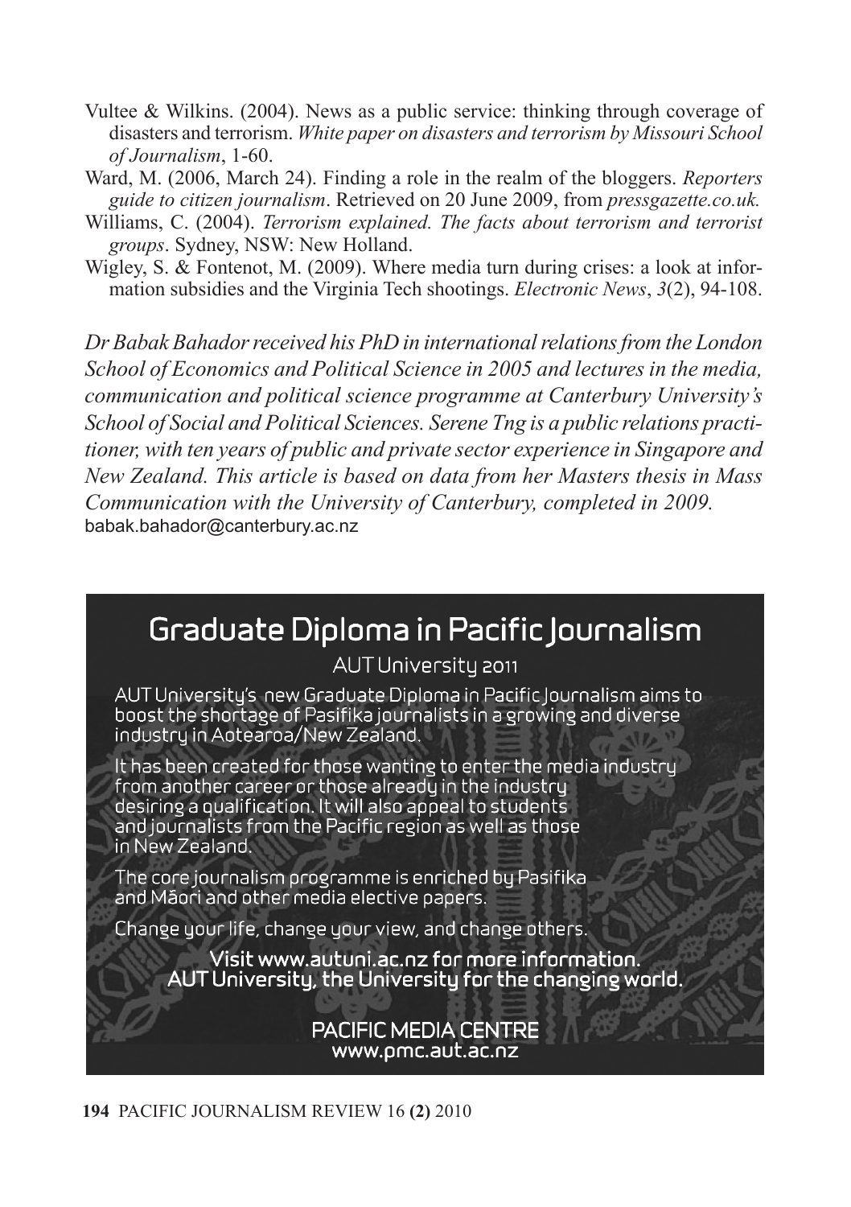Vultee & Wilkins. (2004). News as a public service: thinking through coverage of disasters and terrorism. *White paper on disasters and terrorism by Missouri School of Journalism*, 1-60.

Ward, M. (2006, March 24). Finding a role in the realm of the bloggers. *Reporters guide to citizen journalism*. Retrieved on 20 June 2009, from *pressgazette.co.uk.*

Williams, C. (2004). *Terrorism explained. The facts about terrorism and terrorist groups*. Sydney, NSW: New Holland.

Wigley, S. & Fontenot, M. (2009). Where media turn during crises: a look at information subsidies and the Virginia Tech shootings. *Electronic News*, *3*(2), 94-108.

*Dr Babak Bahador received his PhD in international relations from the London School of Economics and Political Science in 2005 and lectures in the media, communication and political science programme at Canterbury University's School of Social and Political Sciences. Serene Tng is a public relations practitioner, with ten years of public and private sector experience in Singapore and New Zealand. This article is based on data from her Masters thesis in Mass Communication with the University of Canterbury, completed in 2009.*
babak.bahador@canterbury.ac.nz

## Graduate Diploma in Pacific Journalism

AUT University 2011

AUT University's new Graduate Diploma in Pacific Journalism aims to boost the shortage of Pasifika journalists in a growing and diverse industry in Aotearoa/New Zealand.

It has been created for those wanting to enter the media industry from another career or those already in the industry desiring a qualification. It will also appeal to students and journalists from the Pacific region as well as those in New Zealand.

The core journalism programme is enriched by Pasifika and Māori and other media elective papers.

Change your life, change your view, and change others.

**Visit www.autuni.ac.nz for more information.**
**AUT University, the University for the changing world.**

PACIFIC MEDIA CENTRE
www.pmc.aut.ac.nz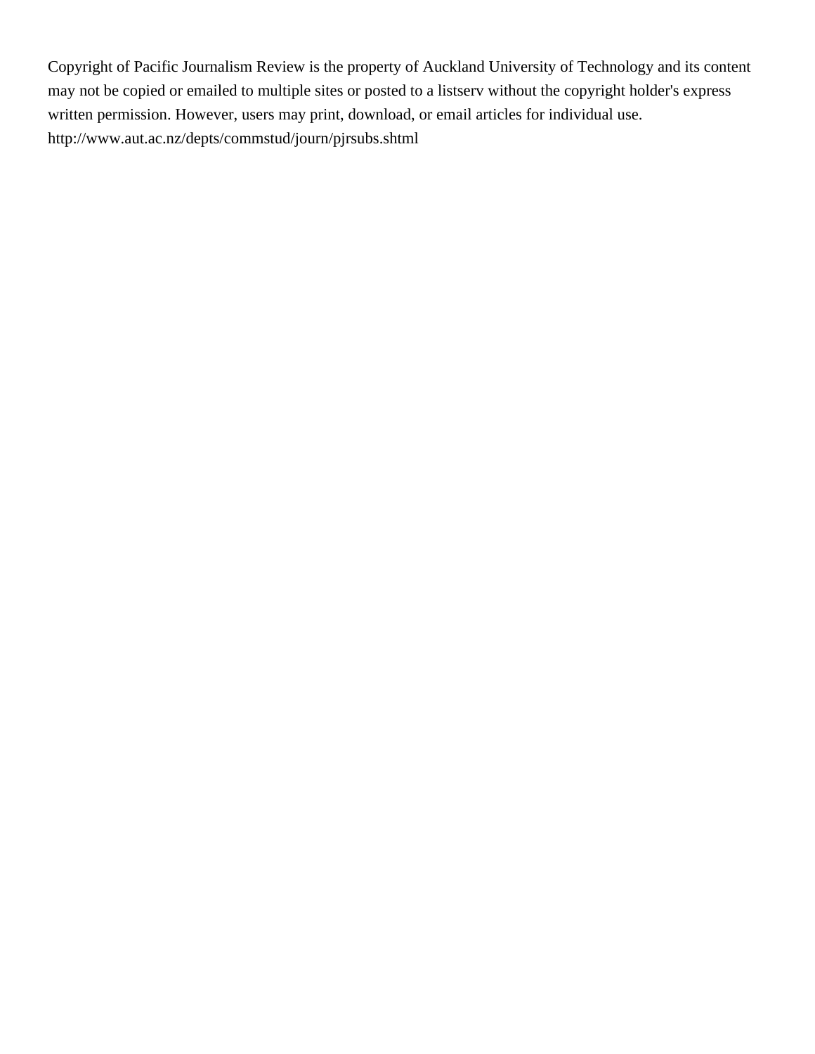Copyright of Pacific Journalism Review is the property of Auckland University of Technology and its content may not be copied or emailed to multiple sites or posted to a listserv without the copyright holder's express written permission. However, users may print, download, or email articles for individual use.
http://www.aut.ac.nz/depts/commstud/journ/pjrsubs.shtml